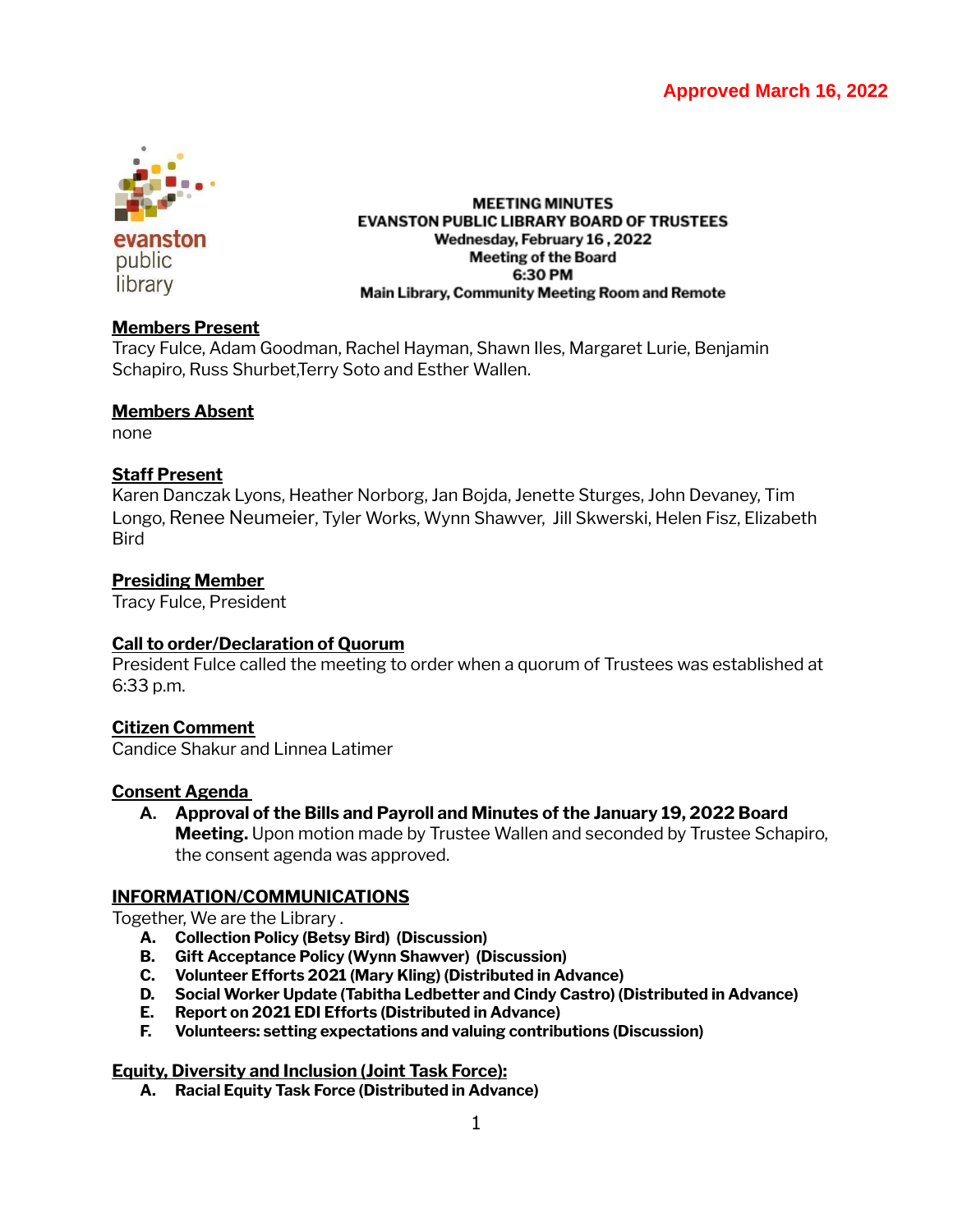**Approved March 16, 2022**

evanston public library

# MEETING MINUTES
## EVANSTON PUBLIC LIBRARY BOARD OF TRUSTEES
**Wednesday, February 16 , 2022**
**Meeting of the Board**
**6:30 PM**
**Main Library, Community Meeting Room and Remote**

**Members Present**
Tracy Fulce, Adam Goodman, Rachel Hayman, Shawn Iles, Margaret Lurie, Benjamin Schapiro, Russ Shurbet,Terry Soto and Esther Wallen.

**Members Absent**
none

**Staff Present**
Karen Danczak Lyons, Heather Norborg, Jan Bojda, Jenette Sturges, John Devaney, Tim Longo, Renee Neumeier, Tyler Works, Wynn Shawver, Jill Skwerski, Helen Fisz, Elizabeth Bird

**Presiding Member**
Tracy Fulce, President

**Call to order/Declaration of Quorum**
President Fulce called the meeting to order when a quorum of Trustees was established at 6:33 p.m.

**Citizen Comment**
Candice Shakur and Linnea Latimer

**Consent Agenda**

A. **Approval of the Bills and Payroll and Minutes of the January 19, 2022 Board Meeting.** Upon motion made by Trustee Wallen and seconded by Trustee Schapiro, the consent agenda was approved.

**INFORMATION/COMMUNICATIONS**
Together, We are the Library .

A. **Collection Policy (Betsy Bird) (Discussion)**
B. **Gift Acceptance Policy (Wynn Shawver) (Discussion)**
C. **Volunteer Efforts 2021 (Mary Kling) (Distributed in Advance)**
D. **Social Worker Update (Tabitha Ledbetter and Cindy Castro) (Distributed in Advance)**
E. **Report on 2021 EDI Efforts (Distributed in Advance)**
F. **Volunteers: setting expectations and valuing contributions (Discussion)**

**Equity, Diversity and Inclusion (Joint Task Force):**

A. **Racial Equity Task Force (Distributed in Advance)**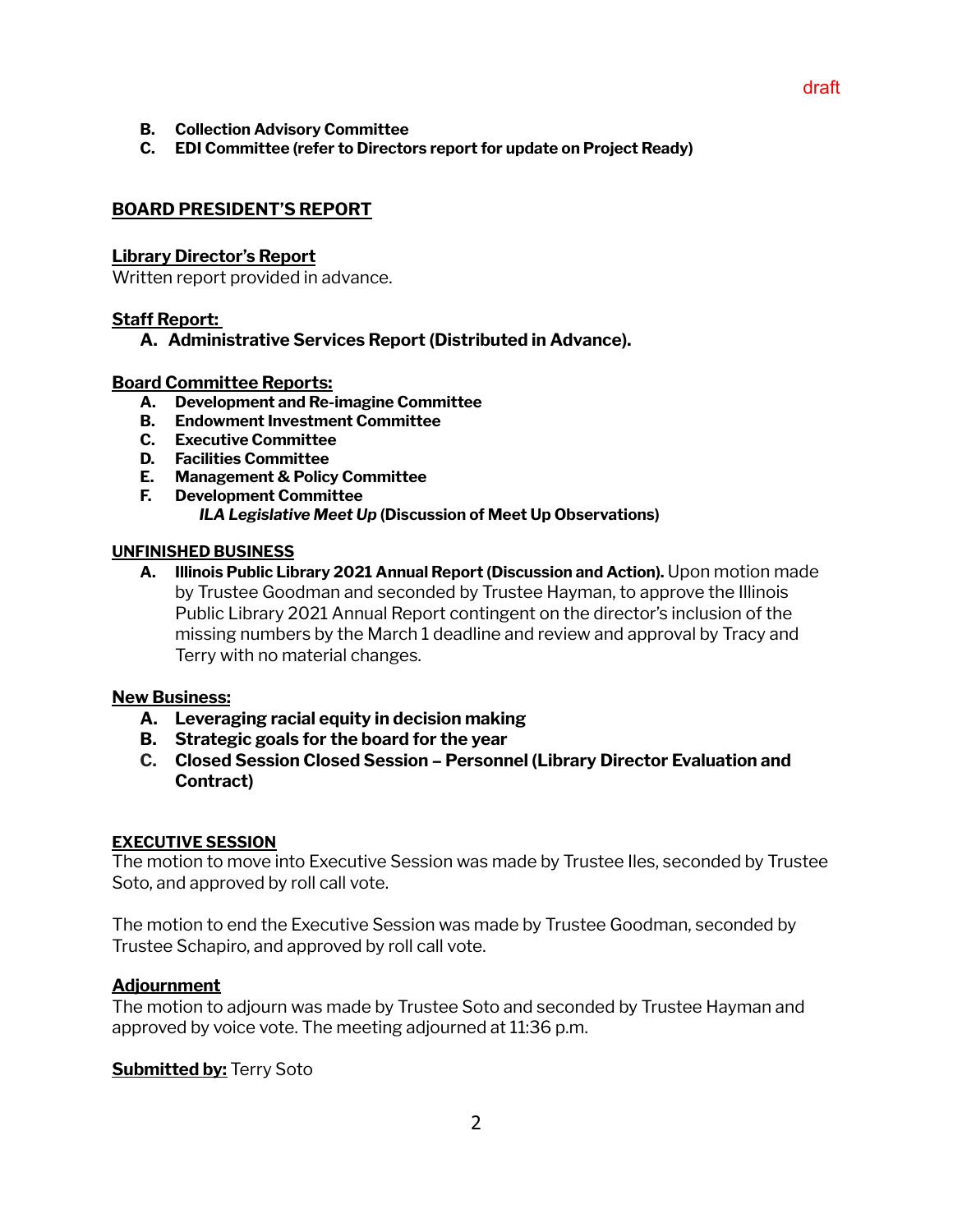draft

- **B. Collection Advisory Committee**
- **C. EDI Committee (refer to Directors report for update on Project Ready)**

## BOARD PRESIDENT'S REPORT

### Library Director's Report

Written report provided in advance.

### Staff Report:

**A. Administrative Services Report (Distributed in Advance).**

### Board Committee Reports:

- **A. Development and Re-imagine Committee**
- **B. Endowment Investment Committee**
- **C. Executive Committee**
- **D. Facilities Committee**
- **E. Management & Policy Committee**
- **F. Development Committee**

  ***ILA Legislative Meet Up*** **(Discussion of Meet Up Observations)**

### UNFINISHED BUSINESS

**A. Illinois Public Library 2021 Annual Report (Discussion and Action).** Upon motion made by Trustee Goodman and seconded by Trustee Hayman, to approve the Illinois Public Library 2021 Annual Report contingent on the director's inclusion of the missing numbers by the March 1 deadline and review and approval by Tracy and Terry with no material changes.

### New Business:

- **A. Leveraging racial equity in decision making**
- **B. Strategic goals for the board for the year**
- **C. Closed Session Closed Session – Personnel (Library Director Evaluation and Contract)**

### EXECUTIVE SESSION

The motion to move into Executive Session was made by Trustee Iles, seconded by Trustee Soto, and approved by roll call vote.

The motion to end the Executive Session was made by Trustee Goodman, seconded by Trustee Schapiro, and approved by roll call vote.

### Adjournment

The motion to adjourn was made by Trustee Soto and seconded by Trustee Hayman and approved by voice vote. The meeting adjourned at 11:36 p.m.

**Submitted by:** Terry Soto